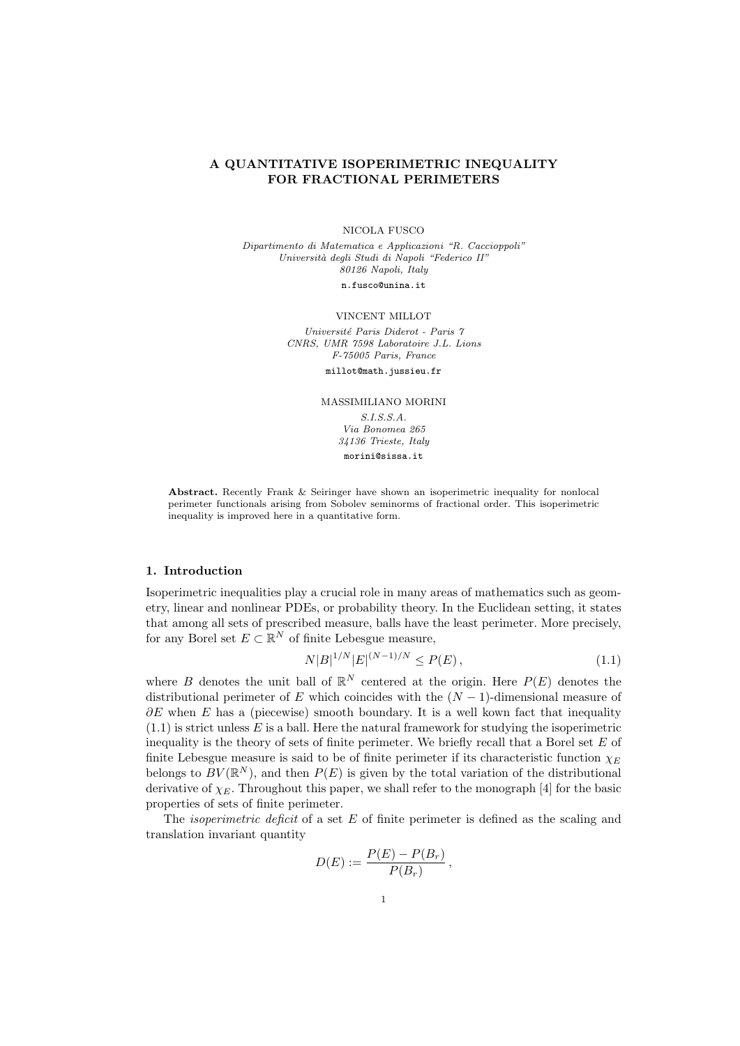# A QUANTITATIVE ISOPERIMETRIC INEQUALITY FOR FRACTIONAL PERIMETERS

NICOLA FUSCO

*Dipartimento di Matematica e Applicazioni "R. Caccioppoli"*
*Università degli Studi di Napoli "Federico II"*
*80126 Napoli, Italy*

n.fusco@unina.it

VINCENT MILLOT

*Université Paris Diderot - Paris 7*
*CNRS, UMR 7598 Laboratoire J.L. Lions*
*F-75005 Paris, France*

millot@math.jussieu.fr

MASSIMILIANO MORINI

*S.I.S.S.A.*
*Via Bonomea 265*
*34136 Trieste, Italy*

morini@sissa.it

**Abstract.** Recently Frank & Seiringer have shown an isoperimetric inequality for nonlocal perimeter functionals arising from Sobolev seminorms of fractional order. This isoperimetric inequality is improved here in a quantitative form.

## 1. Introduction

Isoperimetric inequalities play a crucial role in many areas of mathematics such as geometry, linear and nonlinear PDEs, or probability theory. In the Euclidean setting, it states that among all sets of prescribed measure, balls have the least perimeter. More precisely, for any Borel set $E \subset \mathbb{R}^N$ of finite Lebesgue measure,

$$N|B|^{1/N}|E|^{(N-1)/N} \leq P(E)\,, \tag{1.1}$$

where $B$ denotes the unit ball of $\mathbb{R}^N$ centered at the origin. Here $P(E)$ denotes the distributional perimeter of $E$ which coincides with the $(N-1)$-dimensional measure of $\partial E$ when $E$ has a (piecewise) smooth boundary. It is a well kown fact that inequality (1.1) is strict unless $E$ is a ball. Here the natural framework for studying the isoperimetric inequality is the theory of sets of finite perimeter. We briefly recall that a Borel set $E$ of finite Lebesgue measure is said to be of finite perimeter if its characteristic function $\chi_E$ belongs to $BV(\mathbb{R}^N)$, and then $P(E)$ is given by the total variation of the distributional derivative of $\chi_E$. Throughout this paper, we shall refer to the monograph [4] for the basic properties of sets of finite perimeter.

The *isoperimetric deficit* of a set $E$ of finite perimeter is defined as the scaling and translation invariant quantity

$$D(E) := \frac{P(E) - P(B_r)}{P(B_r)}\,,$$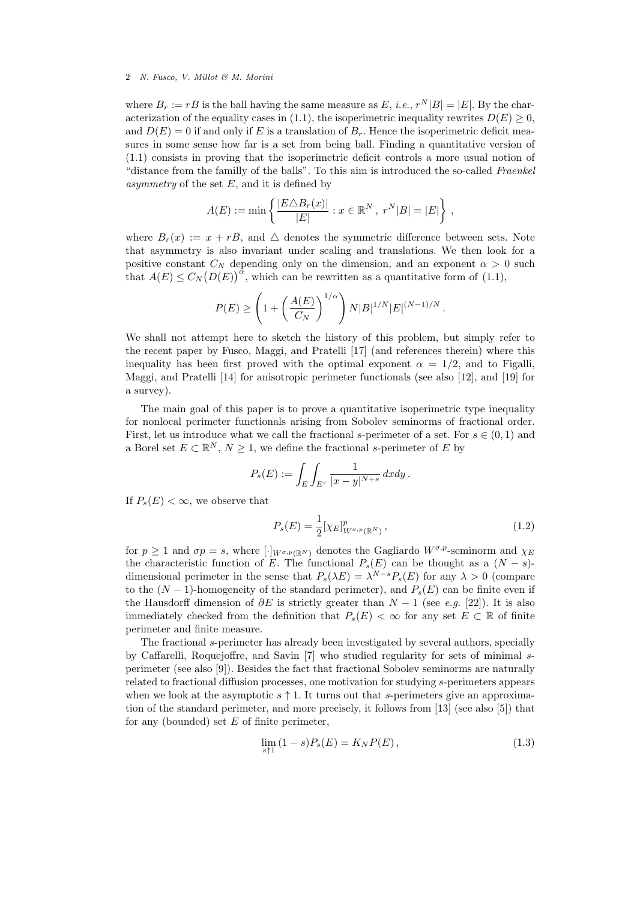where $B_r := rB$ is the ball having the same measure as $E$, *i.e.*, $r^N|B| = |E|$. By the characterization of the equality cases in (1.1), the isoperimetric inequality rewrites $D(E) \geq 0$, and $D(E) = 0$ if and only if $E$ is a translation of $B_r$. Hence the isoperimetric deficit measures in some sense how far is a set from being ball. Finding a quantitative version of (1.1) consists in proving that the isoperimetric deficit controls a more usual notion of "distance from the familly of the balls". To this aim is introduced the so-called *Fraenkel asymmetry* of the set $E$, and it is defined by

$$A(E) := \min \left\{ \frac{|E \triangle B_r(x)|}{|E|} : x \in \mathbb{R}^N \,,\ r^N|B| = |E| \right\} ,$$

where $B_r(x) := x + rB$, and $\triangle$ denotes the symmetric difference between sets. Note that asymmetry is also invariant under scaling and translations. We then look for a positive constant $C_N$ depending only on the dimension, and an exponent $\alpha > 0$ such that $A(E) \leq C_N\big(D(E)\big)^\alpha$, which can be rewritten as a quantitative form of (1.1),

$$P(E) \geq \left(1 + \left(\frac{A(E)}{C_N}\right)^{1/\alpha}\right) N|B|^{1/N}|E|^{(N-1)/N} .$$

We shall not attempt here to sketch the history of this problem, but simply refer to the recent paper by Fusco, Maggi, and Pratelli [17] (and references therein) where this inequality has been first proved with the optimal exponent $\alpha = 1/2$, and to Figalli, Maggi, and Pratelli [14] for anisotropic perimeter functionals (see also [12], and [19] for a survey).

The main goal of this paper is to prove a quantitative isoperimetric type inequality for nonlocal perimeter functionals arising from Sobolev seminorms of fractional order. First, let us introduce what we call the fractional $s$-perimeter of a set. For $s \in (0,1)$ and a Borel set $E \subset \mathbb{R}^N$, $N \geq 1$, we define the fractional $s$-perimeter of $E$ by

$$P_s(E) := \int_E \int_{E^c} \frac{1}{|x-y|^{N+s}}\, dxdy \,.$$

If $P_s(E) < \infty$, we observe that

$$P_s(E) = \frac{1}{2}[\chi_E]^p_{W^{\sigma,p}(\mathbb{R}^N)} \,, \tag{1.2}$$

for $p \geq 1$ and $\sigma p = s$, where $[\cdot]_{W^{\sigma,p}(\mathbb{R}^N)}$ denotes the Gagliardo $W^{\sigma,p}$-seminorm and $\chi_E$ the characteristic function of $E$. The functional $P_s(E)$ can be thought as a $(N-s)$-dimensional perimeter in the sense that $P_s(\lambda E) = \lambda^{N-s}P_s(E)$ for any $\lambda > 0$ (compare to the $(N-1)$-homogeneity of the standard perimeter), and $P_s(E)$ can be finite even if the Hausdorff dimension of $\partial E$ is strictly greater than $N-1$ (see *e.g.* [22]). It is also immediately checked from the definition that $P_s(E) < \infty$ for any set $E \subset \mathbb{R}$ of finite perimeter and finite measure.

The fractional $s$-perimeter has already been investigated by several authors, specially by Caffarelli, Roquejoffre, and Savin [7] who studied regularity for sets of minimal $s$-perimeter (see also [9]). Besides the fact that fractional Sobolev seminorms are naturally related to fractional diffusion processes, one motivation for studying $s$-perimeters appears when we look at the asymptotic $s \uparrow 1$. It turns out that $s$-perimeters give an approximation of the standard perimeter, and more precisely, it follows from [13] (see also [5]) that for any (bounded) set $E$ of finite perimeter,

$$\lim_{s \uparrow 1}\, (1-s)P_s(E) = K_N P(E) \,, \tag{1.3}$$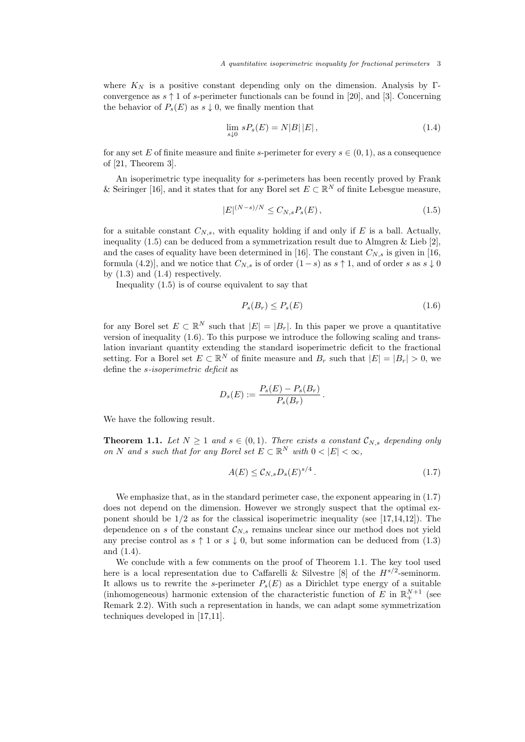where $K_N$ is a positive constant depending only on the dimension. Analysis by $\Gamma$-convergence as $s \uparrow 1$ of $s$-perimeter functionals can be found in [20], and [3]. Concerning the behavior of $P_s(E)$ as $s \downarrow 0$, we finally mention that

$$\lim_{s \downarrow 0} sP_s(E) = N|B|\,|E|\,, \tag{1.4}$$

for any set $E$ of finite measure and finite $s$-perimeter for every $s \in (0,1)$, as a consequence of [21, Theorem 3].

An isoperimetric type inequality for $s$-perimeters has been recently proved by Frank & Seiringer [16], and it states that for any Borel set $E \subset \mathbb{R}^N$ of finite Lebesgue measure,

$$|E|^{(N-s)/N} \leq C_{N,s} P_s(E)\,, \tag{1.5}$$

for a suitable constant $C_{N,s}$, with equality holding if and only if $E$ is a ball. Actually, inequality (1.5) can be deduced from a symmetrization result due to Almgren & Lieb [2], and the cases of equality have been determined in [16]. The constant $C_{N,s}$ is given in [16, formula (4.2)], and we notice that $C_{N,s}$ is of order $(1-s)$ as $s \uparrow 1$, and of order $s$ as $s \downarrow 0$ by (1.3) and (1.4) respectively.

Inequality (1.5) is of course equivalent to say that

$$P_s(B_r) \leq P_s(E) \tag{1.6}$$

for any Borel set $E \subset \mathbb{R}^N$ such that $|E| = |B_r|$. In this paper we prove a quantitative version of inequality (1.6). To this purpose we introduce the following scaling and translation invariant quantity extending the standard isoperimetric deficit to the fractional setting. For a Borel set $E \subset \mathbb{R}^N$ of finite measure and $B_r$ such that $|E| = |B_r| > 0$, we define the *s-isoperimetric deficit* as

$$D_s(E) := \frac{P_s(E) - P_s(B_r)}{P_s(B_r)}\,.$$

We have the following result.

**Theorem 1.1.** *Let $N \geq 1$ and $s \in (0,1)$. There exists a constant $\mathcal{C}_{N,s}$ depending only on $N$ and $s$ such that for any Borel set $E \subset \mathbb{R}^N$ with $0 < |E| < \infty$,*

$$A(E) \leq \mathcal{C}_{N,s} D_s(E)^{s/4}\,. \tag{1.7}$$

We emphasize that, as in the standard perimeter case, the exponent appearing in (1.7) does not depend on the dimension. However we strongly suspect that the optimal exponent should be $1/2$ as for the classical isoperimetric inequality (see [17,14,12]). The dependence on $s$ of the constant $\mathcal{C}_{N,s}$ remains unclear since our method does not yield any precise control as $s \uparrow 1$ or $s \downarrow 0$, but some information can be deduced from (1.3) and (1.4).

We conclude with a few comments on the proof of Theorem 1.1. The key tool used here is a local representation due to Caffarelli & Silvestre [8] of the $H^{s/2}$-seminorm. It allows us to rewrite the $s$-perimeter $P_s(E)$ as a Dirichlet type energy of a suitable (inhomogeneous) harmonic extension of the characteristic function of $E$ in $\mathbb{R}^{N+1}_+$ (see Remark 2.2). With such a representation in hands, we can adapt some symmetrization techniques developed in [17,11].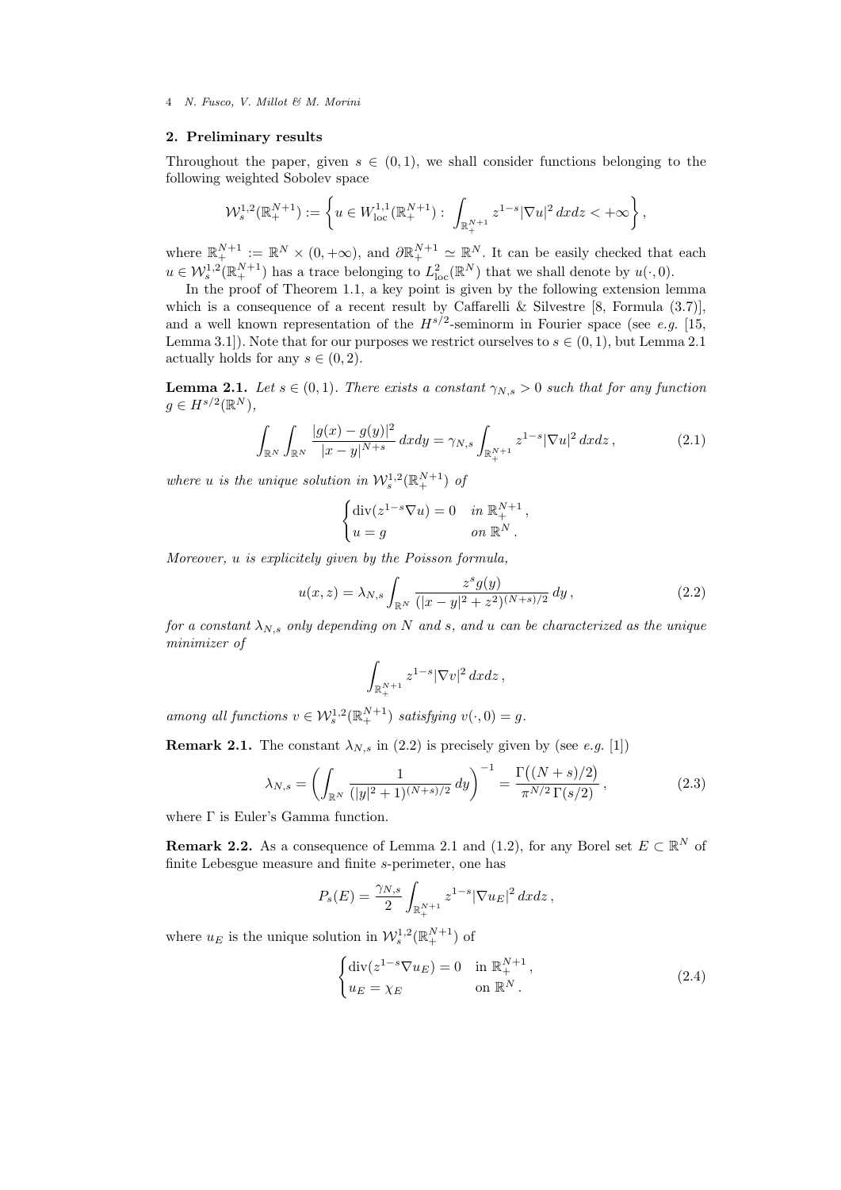## 2. Preliminary results

Throughout the paper, given $s \in (0,1)$, we shall consider functions belonging to the following weighted Sobolev space

$$\mathcal{W}^{1,2}_s(\mathbb{R}^{N+1}_+) := \left\{ u \in W^{1,1}_{\rm loc}(\mathbb{R}^{N+1}_+) : \int_{\mathbb{R}^{N+1}_+} z^{1-s} |\nabla u|^2 \, dxdz < +\infty \right\},$$

where $\mathbb{R}^{N+1}_+ := \mathbb{R}^N \times (0,+\infty)$, and $\partial \mathbb{R}^{N+1}_+ \simeq \mathbb{R}^N$. It can be easily checked that each $u \in \mathcal{W}^{1,2}_s(\mathbb{R}^{N+1}_+)$ has a trace belonging to $L^2_{\rm loc}(\mathbb{R}^N)$ that we shall denote by $u(\cdot,0)$.

In the proof of Theorem 1.1, a key point is given by the following extension lemma which is a consequence of a recent result by Caffarelli & Silvestre [8, Formula (3.7)], and a well known representation of the $H^{s/2}$-seminorm in Fourier space (see *e.g.* [15, Lemma 3.1]). Note that for our purposes we restrict ourselves to $s \in (0,1)$, but Lemma 2.1 actually holds for any $s \in (0,2)$.

**Lemma 2.1.** *Let $s \in (0,1)$. There exists a constant $\gamma_{N,s} > 0$ such that for any function $g \in H^{s/2}(\mathbb{R}^N)$,*

$$\int_{\mathbb{R}^N} \int_{\mathbb{R}^N} \frac{|g(x)-g(y)|^2}{|x-y|^{N+s}} \, dxdy = \gamma_{N,s} \int_{\mathbb{R}^{N+1}_+} z^{1-s} |\nabla u|^2 \, dxdz \,, \tag{2.1}$$

*where $u$ is the unique solution in $\mathcal{W}^{1,2}_s(\mathbb{R}^{N+1}_+)$ of*

$$\begin{cases} \operatorname{div}(z^{1-s}\nabla u) = 0 & \text{in } \mathbb{R}^{N+1}_+ \,, \\ u = g & \text{on } \mathbb{R}^N \,. \end{cases}$$

*Moreover, $u$ is explicitely given by the Poisson formula,*

$$u(x,z) = \lambda_{N,s} \int_{\mathbb{R}^N} \frac{z^s g(y)}{(|x-y|^2 + z^2)^{(N+s)/2}} \, dy \,, \tag{2.2}$$

*for a constant $\lambda_{N,s}$ only depending on $N$ and $s$, and $u$ can be characterized as the unique minimizer of*

$$\int_{\mathbb{R}^{N+1}_+} z^{1-s} |\nabla v|^2 \, dxdz \,,$$

*among all functions $v \in \mathcal{W}^{1,2}_s(\mathbb{R}^{N+1}_+)$ satisfying $v(\cdot,0) = g$.*

**Remark 2.1.** The constant $\lambda_{N,s}$ in (2.2) is precisely given by (see *e.g.* [1])

$$\lambda_{N,s} = \left( \int_{\mathbb{R}^N} \frac{1}{(|y|^2+1)^{(N+s)/2}} \, dy \right)^{-1} = \frac{\Gamma\big((N+s)/2\big)}{\pi^{N/2}\,\Gamma(s/2)} \,, \tag{2.3}$$

where $\Gamma$ is Euler's Gamma function.

**Remark 2.2.** As a consequence of Lemma 2.1 and (1.2), for any Borel set $E \subset \mathbb{R}^N$ of finite Lebesgue measure and finite $s$-perimeter, one has

$$P_s(E) = \frac{\gamma_{N,s}}{2} \int_{\mathbb{R}^{N+1}_+} z^{1-s} |\nabla u_E|^2 \, dxdz \,,$$

where $u_E$ is the unique solution in $\mathcal{W}^{1,2}_s(\mathbb{R}^{N+1}_+)$ of

$$\begin{cases} \operatorname{div}(z^{1-s}\nabla u_E) = 0 & \text{in } \mathbb{R}^{N+1}_+ \,, \\ u_E = \chi_E & \text{on } \mathbb{R}^N \,. \end{cases} \tag{2.4}$$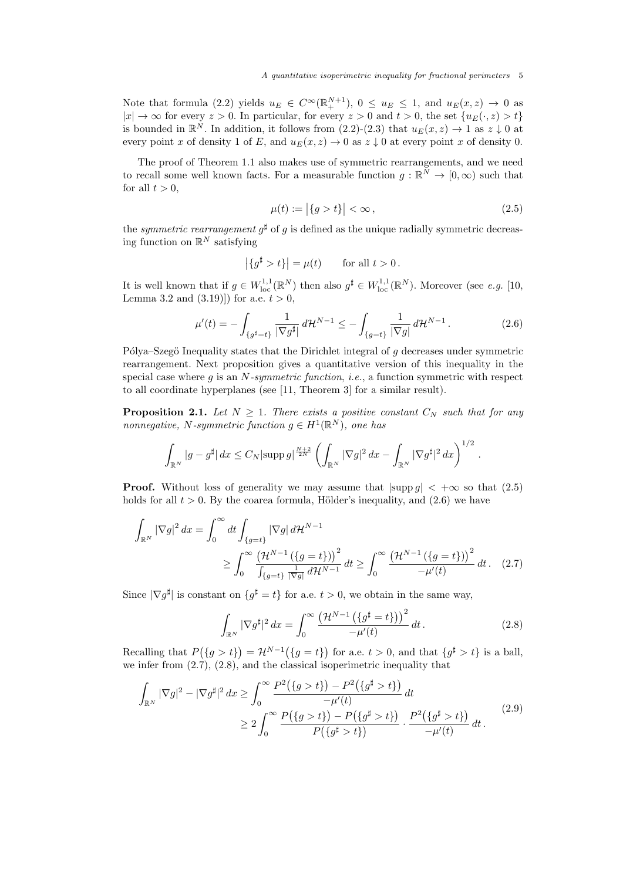Note that formula (2.2) yields $u_E \in C^\infty(\mathbb{R}^{N+1}_+)$, $0 \le u_E \le 1$, and $u_E(x,z) \to 0$ as $|x| \to \infty$ for every $z > 0$. In particular, for every $z > 0$ and $t > 0$, the set $\{u_E(\cdot, z) > t\}$ is bounded in $\mathbb{R}^N$. In addition, it follows from (2.2)-(2.3) that $u_E(x,z) \to 1$ as $z \downarrow 0$ at every point $x$ of density 1 of $E$, and $u_E(x,z) \to 0$ as $z \downarrow 0$ at every point $x$ of density 0.

The proof of Theorem 1.1 also makes use of symmetric rearrangements, and we need to recall some well known facts. For a measurable function $g : \mathbb{R}^N \to [0, \infty)$ such that for all $t > 0$,

$$\mu(t) := \big|\{g > t\}\big| < \infty\,, \tag{2.5}$$

the *symmetric rearrangement* $g^\sharp$ of $g$ is defined as the unique radially symmetric decreasing function on $\mathbb{R}^N$ satisfying

$$\big|\{g^\sharp > t\}\big| = \mu(t) \qquad \text{for all } t > 0\,.$$

It is well known that if $g \in W^{1,1}_{\rm loc}(\mathbb{R}^N)$ then also $g^\sharp \in W^{1,1}_{\rm loc}(\mathbb{R}^N)$. Moreover (see *e.g.* [10, Lemma 3.2 and (3.19)]) for a.e. $t > 0$,

$$\mu'(t) = -\int_{\{g^\sharp = t\}} \frac{1}{|\nabla g^\sharp|}\, d\mathcal{H}^{N-1} \le -\int_{\{g=t\}} \frac{1}{|\nabla g|}\, d\mathcal{H}^{N-1}\,. \tag{2.6}$$

Pólya–Szegö Inequality states that the Dirichlet integral of $g$ decreases under symmetric rearrangement. Next proposition gives a quantitative version of this inequality in the special case where $g$ is an $N$*-symmetric function*, *i.e.*, a function symmetric with respect to all coordinate hyperplanes (see [11, Theorem 3] for a similar result).

**Proposition 2.1.** *Let $N \ge 1$. There exists a positive constant $C_N$ such that for any nonnegative, $N$-symmetric function $g \in H^1(\mathbb{R}^N)$, one has*

$$\int_{\mathbb{R}^N} |g - g^\sharp|\, dx \le C_N |\operatorname{supp} g|^{\frac{N+2}{2N}} \left( \int_{\mathbb{R}^N} |\nabla g|^2\, dx - \int_{\mathbb{R}^N} |\nabla g^\sharp|^2\, dx \right)^{1/2}.$$

**Proof.** Without loss of generality we may assume that $|\operatorname{supp} g| < +\infty$ so that (2.5) holds for all $t > 0$. By the coarea formula, Hölder's inequality, and (2.6) we have

$$\begin{aligned}
\int_{\mathbb{R}^N} |\nabla g|^2\, dx &= \int_0^\infty dt \int_{\{g=t\}} |\nabla g|\, d\mathcal{H}^{N-1} \\
&\ge \int_0^\infty \frac{\big(\mathcal{H}^{N-1}(\{g=t\})\big)^2}{\int_{\{g=t\}} \frac{1}{|\nabla g|}\, d\mathcal{H}^{N-1}}\, dt \ge \int_0^\infty \frac{\big(\mathcal{H}^{N-1}(\{g=t\})\big)^2}{-\mu'(t)}\, dt\,.
\end{aligned} \tag{2.7}$$

Since $|\nabla g^\sharp|$ is constant on $\{g^\sharp = t\}$ for a.e. $t > 0$, we obtain in the same way,

$$\int_{\mathbb{R}^N} |\nabla g^\sharp|^2\, dx = \int_0^\infty \frac{\big(\mathcal{H}^{N-1}(\{g^\sharp = t\})\big)^2}{-\mu'(t)}\, dt\,. \tag{2.8}$$

Recalling that $P\big(\{g > t\}\big) = \mathcal{H}^{N-1}\big(\{g = t\}\big)$ for a.e. $t > 0$, and that $\{g^\sharp > t\}$ is a ball, we infer from (2.7), (2.8), and the classical isoperimetric inequality that

$$\begin{aligned}
\int_{\mathbb{R}^N} |\nabla g|^2 - |\nabla g^\sharp|^2\, dx &\ge \int_0^\infty \frac{P^2\big(\{g>t\}\big) - P^2\big(\{g^\sharp > t\}\big)}{-\mu'(t)}\, dt \\
&\ge 2\int_0^\infty \frac{P\big(\{g>t\}\big) - P\big(\{g^\sharp > t\}\big)}{P\big(\{g^\sharp > t\}\big)} \cdot \frac{P^2\big(\{g^\sharp > t\}\big)}{-\mu'(t)}\, dt\,.
\end{aligned} \tag{2.9}$$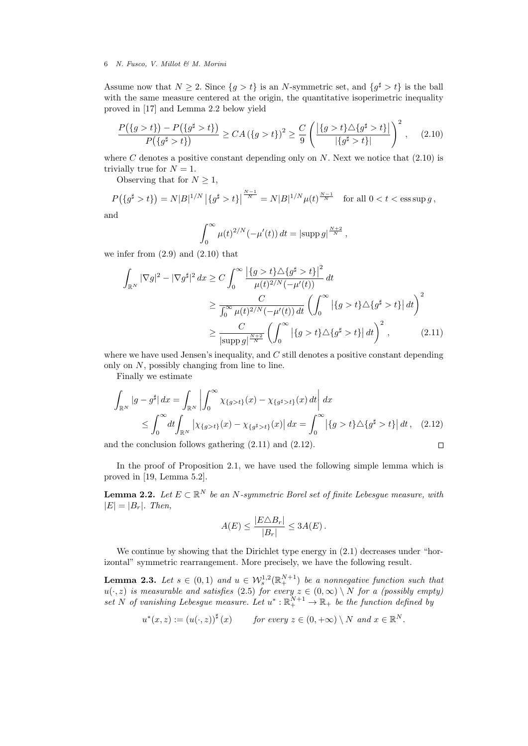Assume now that $N \geq 2$. Since $\{g > t\}$ is an $N$-symmetric set, and $\{g^\sharp > t\}$ is the ball with the same measure centered at the origin, the quantitative isoperimetric inequality proved in [17] and Lemma 2.2 below yield

$$\frac{P\big(\{g>t\}\big) - P\big(\{g^\sharp > t\}\big)}{P\big(\{g^\sharp > t\}\big)} \geq C A\left(\{g>t\}\right)^2 \geq \frac{C}{9}\left(\frac{\big|\{g>t\}\triangle\{g^\sharp > t\}\big|}{|\{g^\sharp > t\}|}\right)^2, \qquad (2.10)$$

where $C$ denotes a positive constant depending only on $N$. Next we notice that (2.10) is trivially true for $N = 1$.

Observing that for $N \geq 1$,

$$P\big(\{g^\sharp > t\}\big) = N|B|^{1/N}\big|\{g^\sharp > t\}\big|^{\frac{N-1}{N}} = N|B|^{1/N}\mu(t)^{\frac{N-1}{N}} \quad \text{for all } 0 < t < \operatorname{ess\,sup} g\,,$$

and

$$\int_0^\infty \mu(t)^{2/N}(-\mu'(t))\,dt = |\operatorname{supp} g|^{\frac{N+2}{N}}\,,$$

we infer from (2.9) and (2.10) that

$$\begin{aligned}
\int_{\mathbb{R}^N} |\nabla g|^2 - |\nabla g^\sharp|^2\,dx &\geq C\int_0^\infty \frac{\big|\{g>t\}\triangle\{g^\sharp > t\}\big|^2}{\mu(t)^{2/N}(-\mu'(t))}\,dt \\
&\geq \frac{C}{\int_0^\infty \mu(t)^{2/N}(-\mu'(t))\,dt}\left(\int_0^\infty \big|\{g>t\}\triangle\{g^\sharp > t\}\big|\,dt\right)^2 \\
&\geq \frac{C}{|\operatorname{supp} g|^{\frac{N+2}{N}}}\left(\int_0^\infty \big|\{g>t\}\triangle\{g^\sharp > t\}\big|\,dt\right)^2, \qquad (2.11)
\end{aligned}$$

where we have used Jensen's inequality, and $C$ still denotes a positive constant depending only on $N$, possibly changing from line to line.

Finally we estimate

$$\begin{aligned}
\int_{\mathbb{R}^N} |g - g^\sharp|\,dx &= \int_{\mathbb{R}^N}\left|\int_0^\infty \chi_{\{g>t\}}(x) - \chi_{\{g^\sharp>t\}}(x)\,dt\right|dx \\
&\leq \int_0^\infty dt\int_{\mathbb{R}^N}\big|\chi_{\{g>t\}}(x) - \chi_{\{g^\sharp>t\}}(x)\big|\,dx = \int_0^\infty \big|\{g>t\}\triangle\{g^\sharp > t\}\big|\,dt\,, \quad (2.12)
\end{aligned}$$

and the conclusion follows gathering (2.11) and (2.12). $\square$

In the proof of Proposition 2.1, we have used the following simple lemma which is proved in [19, Lemma 5.2].

**Lemma 2.2.** *Let $E \subset \mathbb{R}^N$ be an $N$-symmetric Borel set of finite Lebesgue measure, with $|E| = |B_r|$. Then,*

$$A(E) \leq \frac{|E\triangle B_r|}{|B_r|} \leq 3A(E)\,.$$

We continue by showing that the Dirichlet type energy in (2.1) decreases under "horizontal" symmetric rearrangement. More precisely, we have the following result.

**Lemma 2.3.** *Let $s \in (0,1)$ and $u \in \mathcal{W}^{1,2}_s(\mathbb{R}^{N+1}_+)$ be a nonnegative function such that $u(\cdot,z)$ is measurable and satisfies (2.5) for every $z \in (0,\infty)\setminus N$ for a (possibly empty) set $N$ of vanishing Lebesgue measure. Let $u^* : \mathbb{R}^{N+1}_+ \to \mathbb{R}_+$ be the function defined by*

$$u^*(x,z) := \left(u(\cdot,z)\right)^\sharp(x) \qquad \textit{for every } z \in (0,+\infty)\setminus N \textit{ and } x \in \mathbb{R}^N.$$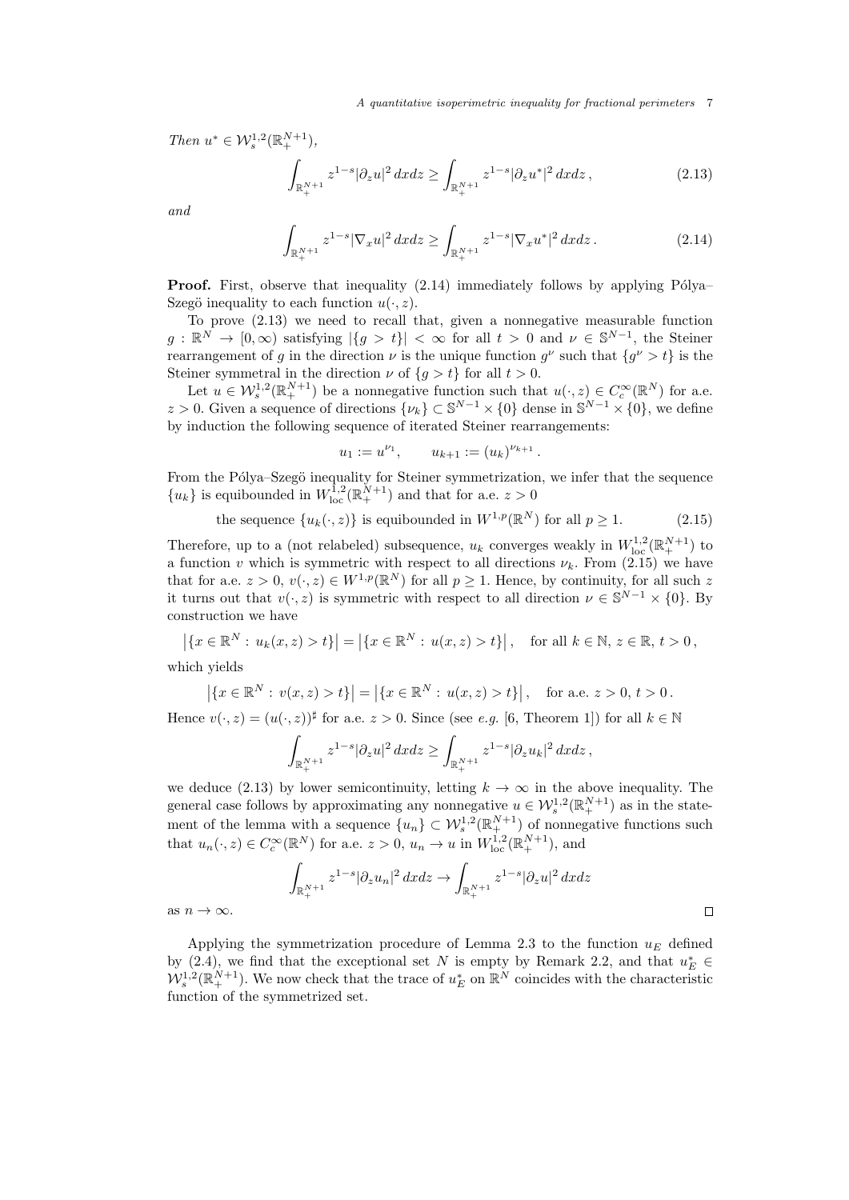*Then* $u^* \in \mathcal{W}^{1,2}_s(\mathbb{R}^{N+1}_+)$,

$$\int_{\mathbb{R}^{N+1}_+} z^{1-s}|\partial_z u|^2\,dxdz \geq \int_{\mathbb{R}^{N+1}_+} z^{1-s}|\partial_z u^*|^2\,dxdz\,, \tag{2.13}$$

*and*

$$\int_{\mathbb{R}^{N+1}_+} z^{1-s}|\nabla_x u|^2\,dxdz \geq \int_{\mathbb{R}^{N+1}_+} z^{1-s}|\nabla_x u^*|^2\,dxdz\,. \tag{2.14}$$

**Proof.** First, observe that inequality (2.14) immediately follows by applying Pólya–Szegö inequality to each function $u(\cdot,z)$.

To prove (2.13) we need to recall that, given a nonnegative measurable function $g:\mathbb{R}^N\to[0,\infty)$ satisfying $|\{g>t\}|<\infty$ for all $t>0$ and $\nu\in\mathbb{S}^{N-1}$, the Steiner rearrangement of $g$ in the direction $\nu$ is the unique function $g^\nu$ such that $\{g^\nu>t\}$ is the Steiner symmetral in the direction $\nu$ of $\{g>t\}$ for all $t>0$.

Let $u\in\mathcal{W}^{1,2}_s(\mathbb{R}^{N+1}_+)$ be a nonnegative function such that $u(\cdot,z)\in C^\infty_c(\mathbb{R}^N)$ for a.e. $z>0$. Given a sequence of directions $\{\nu_k\}\subset\mathbb{S}^{N-1}\times\{0\}$ dense in $\mathbb{S}^{N-1}\times\{0\}$, we define by induction the following sequence of iterated Steiner rearrangements:

$$u_1 := u^{\nu_1}, \qquad u_{k+1} := (u_k)^{\nu_{k+1}}\,.$$

From the Pólya–Szegö inequality for Steiner symmetrization, we infer that the sequence $\{u_k\}$ is equibounded in $W^{1,2}_{\rm loc}(\mathbb{R}^{N+1}_+)$ and that for a.e. $z>0$

$$\text{the sequence } \{u_k(\cdot,z)\} \text{ is equibounded in } W^{1,p}(\mathbb{R}^N) \text{ for all } p\geq 1. \tag{2.15}$$

Therefore, up to a (not relabeled) subsequence, $u_k$ converges weakly in $W^{1,2}_{\rm loc}(\mathbb{R}^{N+1}_+)$ to a function $v$ which is symmetric with respect to all directions $\nu_k$. From (2.15) we have that for a.e. $z>0$, $v(\cdot,z)\in W^{1,p}(\mathbb{R}^N)$ for all $p\geq1$. Hence, by continuity, for all such $z$ it turns out that $v(\cdot,z)$ is symmetric with respect to all direction $\nu\in\mathbb{S}^{N-1}\times\{0\}$. By construction we have

$$\left|\{x\in\mathbb{R}^N:\,u_k(x,z)>t\}\right| = \left|\{x\in\mathbb{R}^N:\,u(x,z)>t\}\right|, \quad \text{for all } k\in\mathbb{N},\, z\in\mathbb{R},\, t>0\,,$$

which yields

$$\left|\{x\in\mathbb{R}^N:\,v(x,z)>t\}\right| = \left|\{x\in\mathbb{R}^N:\,u(x,z)>t\}\right|, \quad \text{for a.e. } z>0,\, t>0\,.$$

Hence $v(\cdot,z)=(u(\cdot,z))^\sharp$ for a.e. $z>0$. Since (see *e.g.* [6, Theorem 1]) for all $k\in\mathbb{N}$

$$\int_{\mathbb{R}^{N+1}_+} z^{1-s}|\partial_z u|^2\,dxdz \geq \int_{\mathbb{R}^{N+1}_+} z^{1-s}|\partial_z u_k|^2\,dxdz\,,$$

we deduce (2.13) by lower semicontinuity, letting $k\to\infty$ in the above inequality. The general case follows by approximating any nonnegative $u\in\mathcal{W}^{1,2}_s(\mathbb{R}^{N+1}_+)$ as in the statement of the lemma with a sequence $\{u_n\}\subset\mathcal{W}^{1,2}_s(\mathbb{R}^{N+1}_+)$ of nonnegative functions such that $u_n(\cdot,z)\in C^\infty_c(\mathbb{R}^N)$ for a.e. $z>0$, $u_n\to u$ in $W^{1,2}_{\rm loc}(\mathbb{R}^{N+1}_+)$, and

$$\int_{\mathbb{R}^{N+1}_+} z^{1-s}|\partial_z u_n|^2\,dxdz \to \int_{\mathbb{R}^{N+1}_+} z^{1-s}|\partial_z u|^2\,dxdz$$

as $n\to\infty$. □

Applying the symmetrization procedure of Lemma 2.3 to the function $u_E$ defined by (2.4), we find that the exceptional set $N$ is empty by Remark 2.2, and that $u_E^*\in\mathcal{W}^{1,2}_s(\mathbb{R}^{N+1}_+)$. We now check that the trace of $u_E^*$ on $\mathbb{R}^N$ coincides with the characteristic function of the symmetrized set.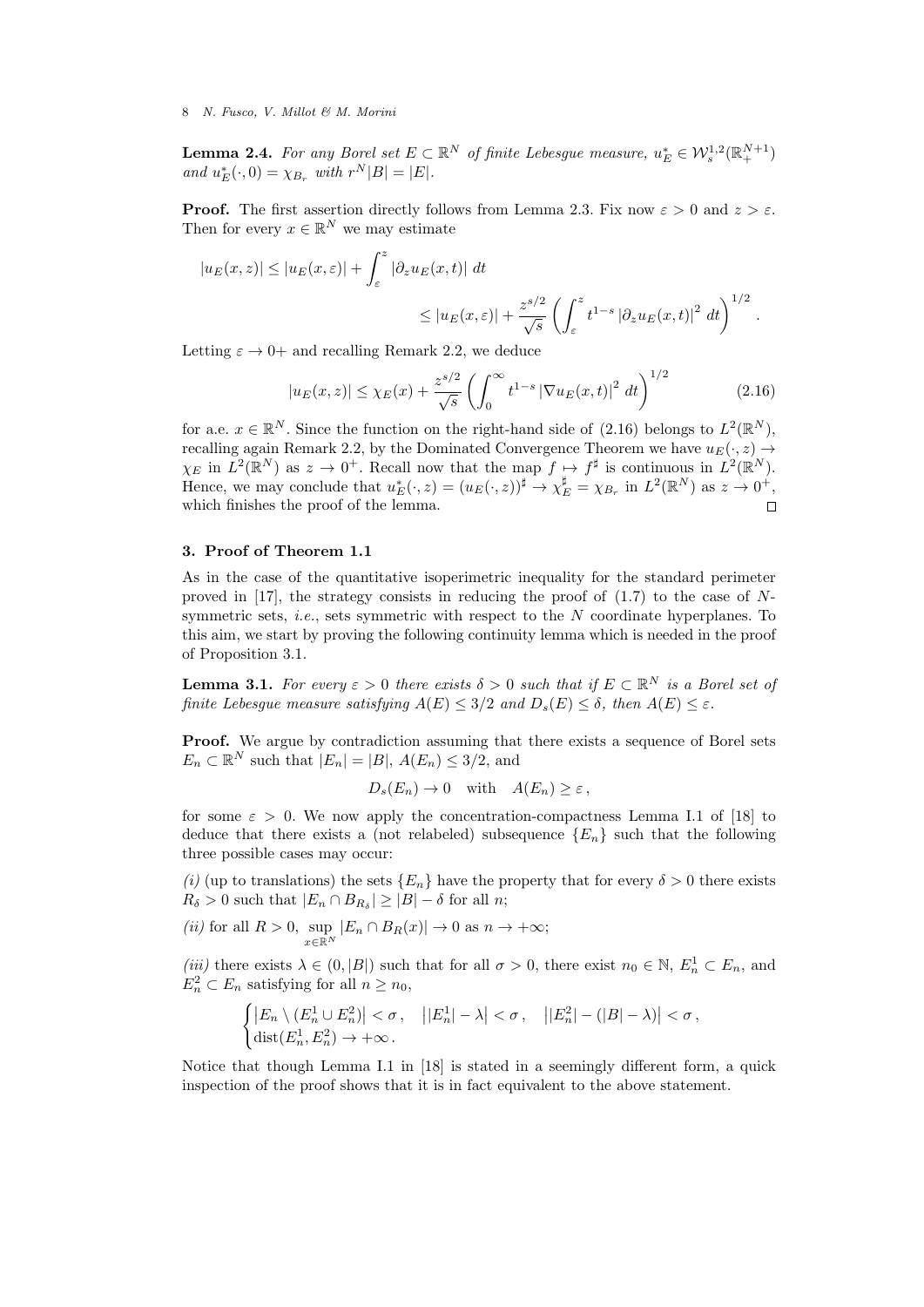**Lemma 2.4.** *For any Borel set $E \subset \mathbb{R}^N$ of finite Lebesgue measure, $u_E^* \in \mathcal{W}_s^{1,2}(\mathbb{R}_+^{N+1})$ and $u_E^*(\cdot, 0) = \chi_{B_r}$ with $r^N|B| = |E|$.*

**Proof.** The first assertion directly follows from Lemma 2.3. Fix now $\varepsilon > 0$ and $z > \varepsilon$. Then for every $x \in \mathbb{R}^N$ we may estimate

$$|u_E(x,z)| \leq |u_E(x,\varepsilon)| + \int_\varepsilon^z |\partial_z u_E(x,t)| \, dt$$
$$\leq |u_E(x,\varepsilon)| + \frac{z^{s/2}}{\sqrt{s}} \left( \int_\varepsilon^z t^{1-s} \left|\partial_z u_E(x,t)\right|^2 dt \right)^{1/2} .$$

Letting $\varepsilon \to 0+$ and recalling Remark 2.2, we deduce

$$|u_E(x,z)| \leq \chi_E(x) + \frac{z^{s/2}}{\sqrt{s}} \left( \int_0^\infty t^{1-s} \left|\nabla u_E(x,t)\right|^2 dt \right)^{1/2} \tag{2.16}$$

for a.e. $x \in \mathbb{R}^N$. Since the function on the right-hand side of (2.16) belongs to $L^2(\mathbb{R}^N)$, recalling again Remark 2.2, by the Dominated Convergence Theorem we have $u_E(\cdot, z) \to \chi_E$ in $L^2(\mathbb{R}^N)$ as $z \to 0^+$. Recall now that the map $f \mapsto f^\sharp$ is continuous in $L^2(\mathbb{R}^N)$. Hence, we may conclude that $u_E^*(\cdot, z) = (u_E(\cdot, z))^\sharp \to \chi_E^\sharp = \chi_{B_r}$ in $L^2(\mathbb{R}^N)$ as $z \to 0^+$, which finishes the proof of the lemma. $\square$

## 3. Proof of Theorem 1.1

As in the case of the quantitative isoperimetric inequality for the standard perimeter proved in [17], the strategy consists in reducing the proof of (1.7) to the case of $N$-symmetric sets, *i.e.*, sets symmetric with respect to the $N$ coordinate hyperplanes. To this aim, we start by proving the following continuity lemma which is needed in the proof of Proposition 3.1.

**Lemma 3.1.** *For every $\varepsilon > 0$ there exists $\delta > 0$ such that if $E \subset \mathbb{R}^N$ is a Borel set of finite Lebesgue measure satisfying $A(E) \leq 3/2$ and $D_s(E) \leq \delta$, then $A(E) \leq \varepsilon$.*

**Proof.** We argue by contradiction assuming that there exists a sequence of Borel sets $E_n \subset \mathbb{R}^N$ such that $|E_n| = |B|$, $A(E_n) \leq 3/2$, and

$$D_s(E_n) \to 0 \quad \text{with} \quad A(E_n) \geq \varepsilon \,,$$

for some $\varepsilon > 0$. We now apply the concentration-compactness Lemma I.1 of [18] to deduce that there exists a (not relabeled) subsequence $\{E_n\}$ such that the following three possible cases may occur:

*(i)* (up to translations) the sets $\{E_n\}$ have the property that for every $\delta > 0$ there exists $R_\delta > 0$ such that $|E_n \cap B_{R_\delta}| \geq |B| - \delta$ for all $n$;

*(ii)* for all $R > 0$, $\sup_{x \in \mathbb{R}^N} |E_n \cap B_R(x)| \to 0$ as $n \to +\infty$;

*(iii)* there exists $\lambda \in (0, |B|)$ such that for all $\sigma > 0$, there exist $n_0 \in \mathbb{N}$, $E_n^1 \subset E_n$, and $E_n^2 \subset E_n$ satisfying for all $n \geq n_0$,

$$\begin{cases} \left|E_n \setminus (E_n^1 \cup E_n^2)\right| < \sigma \,, \quad \left||E_n^1| - \lambda\right| < \sigma \,, \quad \left||E_n^2| - (|B| - \lambda)\right| < \sigma \,, \\ \operatorname{dist}(E_n^1, E_n^2) \to +\infty \,. \end{cases}$$

Notice that though Lemma I.1 in [18] is stated in a seemingly different form, a quick inspection of the proof shows that it is in fact equivalent to the above statement.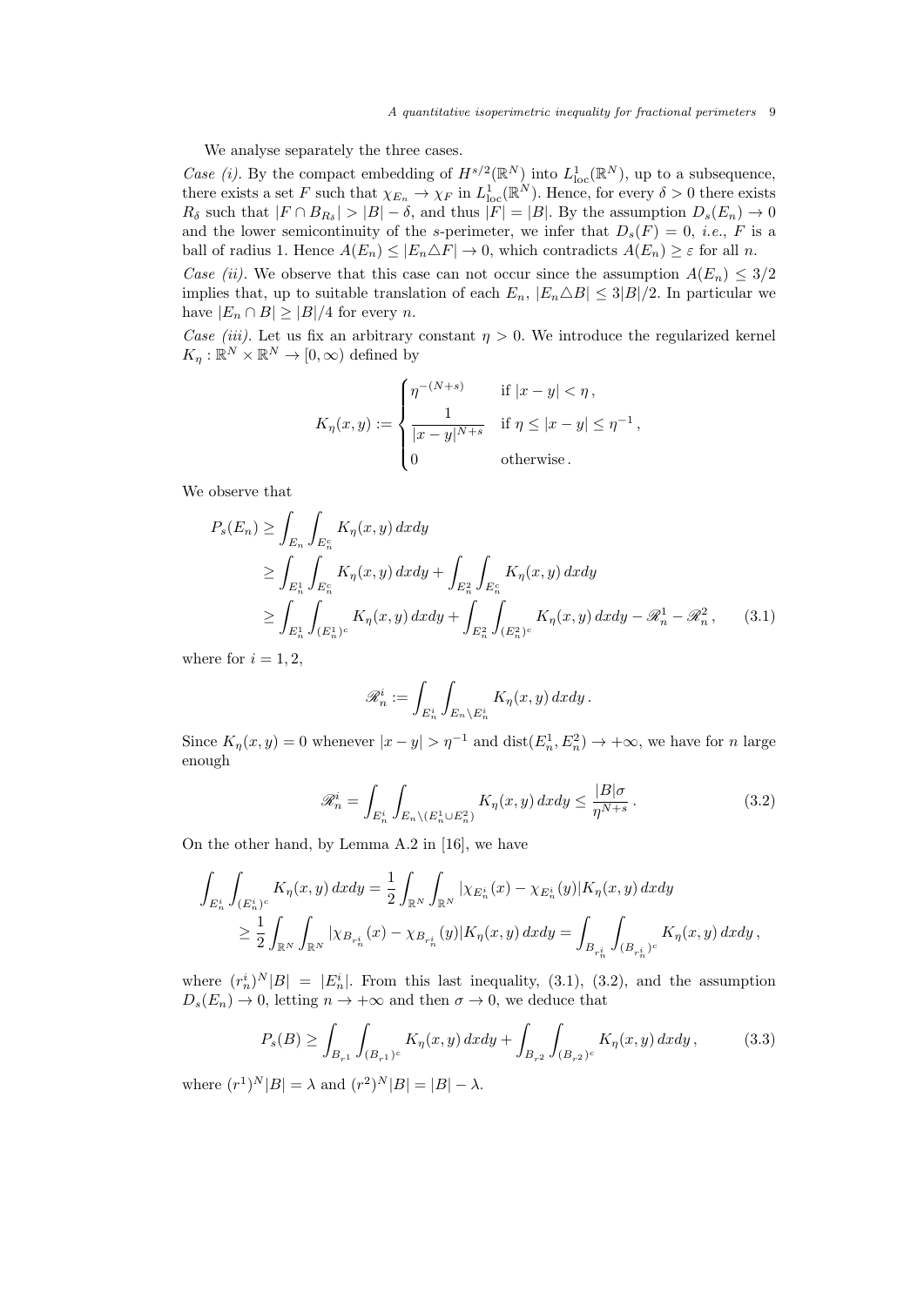We analyse separately the three cases.

*Case (i).* By the compact embedding of $H^{s/2}(\mathbb{R}^N)$ into $L^1_{\rm loc}(\mathbb{R}^N)$, up to a subsequence, there exists a set $F$ such that $\chi_{E_n} \to \chi_F$ in $L^1_{\rm loc}(\mathbb{R}^N)$. Hence, for every $\delta > 0$ there exists $R_\delta$ such that $|F \cap B_{R_\delta}| > |B| - \delta$, and thus $|F| = |B|$. By the assumption $D_s(E_n) \to 0$ and the lower semicontinuity of the $s$-perimeter, we infer that $D_s(F) = 0$, *i.e.*, $F$ is a ball of radius 1. Hence $A(E_n) \le |E_n \triangle F| \to 0$, which contradicts $A(E_n) \ge \varepsilon$ for all $n$.

*Case (ii).* We observe that this case can not occur since the assumption $A(E_n) \le 3/2$ implies that, up to suitable translation of each $E_n$, $|E_n \triangle B| \le 3|B|/2$. In particular we have $|E_n \cap B| \ge |B|/4$ for every $n$.

*Case (iii).* Let us fix an arbitrary constant $\eta > 0$. We introduce the regularized kernel $K_\eta : \mathbb{R}^N \times \mathbb{R}^N \to [0, \infty)$ defined by

$$
K_\eta(x,y) := \begin{cases} \eta^{-(N+s)} & \text{if } |x-y| < \eta\,, \\ \dfrac{1}{|x-y|^{N+s}} & \text{if } \eta \le |x-y| \le \eta^{-1}\,, \\ 0 & \text{otherwise}\,. \end{cases}
$$

We observe that

$$
\begin{aligned}
P_s(E_n) &\ge \int_{E_n} \int_{E_n^c} K_\eta(x,y)\,dxdy \\
&\ge \int_{E_n^1} \int_{E_n^c} K_\eta(x,y)\,dxdy + \int_{E_n^2} \int_{E_n^c} K_\eta(x,y)\,dxdy \\
&\ge \int_{E_n^1} \int_{(E_n^1)^c} K_\eta(x,y)\,dxdy + \int_{E_n^2} \int_{(E_n^2)^c} K_\eta(x,y)\,dxdy - \mathscr{R}_n^1 - \mathscr{R}_n^2\,, \qquad (3.1)
\end{aligned}
$$

where for $i = 1, 2$,

$$
\mathscr{R}_n^i := \int_{E_n^i} \int_{E_n \setminus E_n^i} K_\eta(x,y)\,dxdy\,.
$$

Since $K_\eta(x,y) = 0$ whenever $|x-y| > \eta^{-1}$ and $\operatorname{dist}(E_n^1, E_n^2) \to +\infty$, we have for $n$ large enough

$$
\mathscr{R}_n^i = \int_{E_n^i} \int_{E_n \setminus (E_n^1 \cup E_n^2)} K_\eta(x,y)\,dxdy \le \frac{|B|\sigma}{\eta^{N+s}}\,. \qquad (3.2)
$$

On the other hand, by Lemma A.2 in [16], we have

$$
\begin{aligned}
\int_{E_n^i} \int_{(E_n^i)^c} K_\eta(x,y)\,dxdy &= \frac{1}{2} \int_{\mathbb{R}^N} \int_{\mathbb{R}^N} |\chi_{E_n^i}(x) - \chi_{E_n^i}(y)| K_\eta(x,y)\,dxdy \\
&\ge \frac{1}{2} \int_{\mathbb{R}^N} \int_{\mathbb{R}^N} |\chi_{B_{r_n^i}}(x) - \chi_{B_{r_n^i}}(y)| K_\eta(x,y)\,dxdy = \int_{B_{r_n^i}} \int_{(B_{r_n^i})^c} K_\eta(x,y)\,dxdy\,,
\end{aligned}
$$

where $(r_n^i)^N |B| = |E_n^i|$. From this last inequality, (3.1), (3.2), and the assumption $D_s(E_n) \to 0$, letting $n \to +\infty$ and then $\sigma \to 0$, we deduce that

$$
P_s(B) \ge \int_{B_{r^1}} \int_{(B_{r^1})^c} K_\eta(x,y)\,dxdy + \int_{B_{r^2}} \int_{(B_{r^2})^c} K_\eta(x,y)\,dxdy\,, \qquad (3.3)
$$

where $(r^1)^N |B| = \lambda$ and $(r^2)^N |B| = |B| - \lambda$.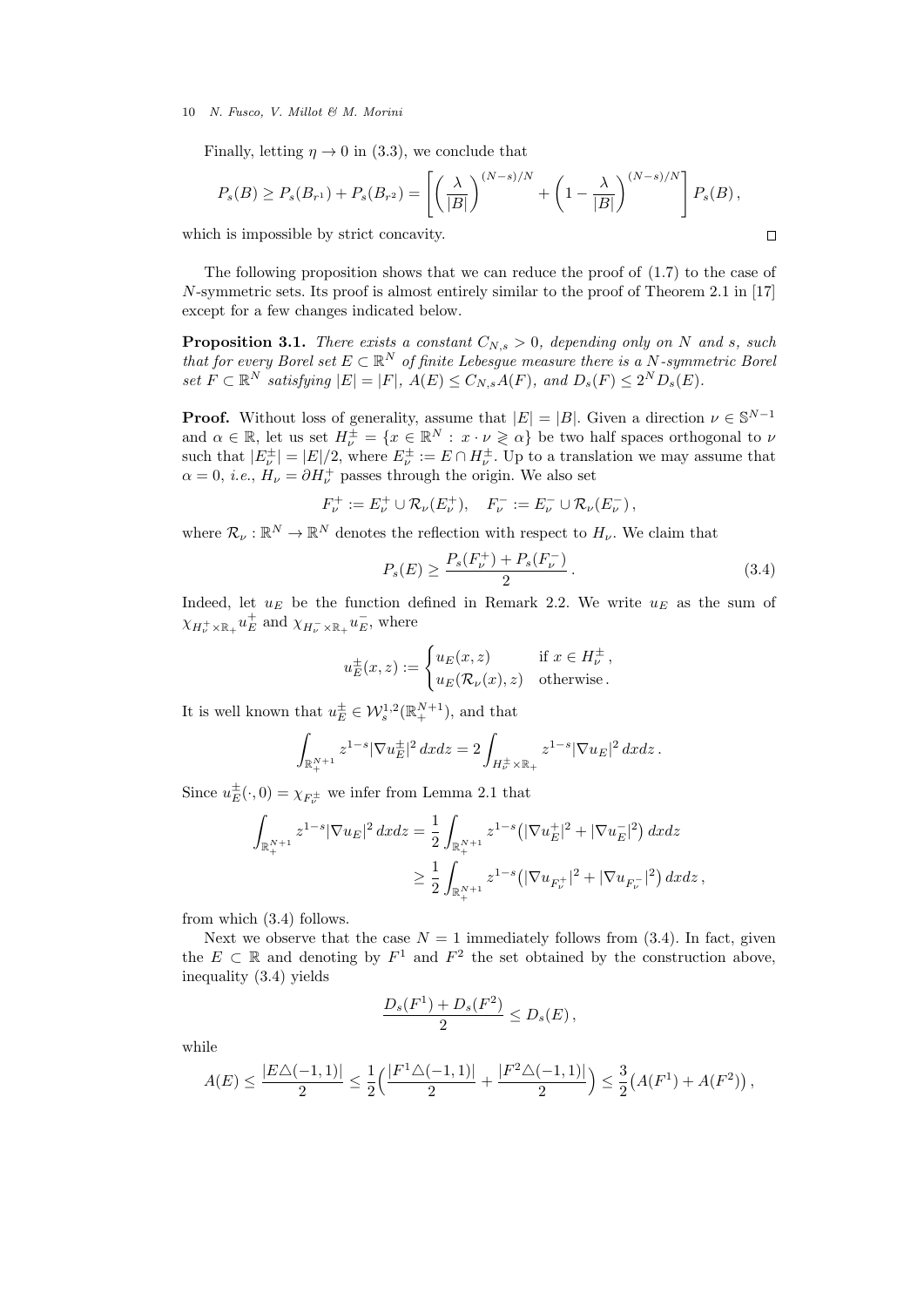Finally, letting $\eta \to 0$ in (3.3), we conclude that

$$
P_s(B) \geq P_s(B_{r^1}) + P_s(B_{r^2}) = \left[ \left( \frac{\lambda}{|B|} \right)^{(N-s)/N} + \left( 1 - \frac{\lambda}{|B|} \right)^{(N-s)/N} \right] P_s(B) \,,
$$

which is impossible by strict concavity. $\square$

The following proposition shows that we can reduce the proof of (1.7) to the case of $N$-symmetric sets. Its proof is almost entirely similar to the proof of Theorem 2.1 in [17] except for a few changes indicated below.

**Proposition 3.1.** *There exists a constant $C_{N,s} > 0$, depending only on $N$ and $s$, such that for every Borel set $E \subset \mathbb{R}^N$ of finite Lebesgue measure there is a $N$-symmetric Borel set $F \subset \mathbb{R}^N$ satisfying $|E| = |F|$, $A(E) \leq C_{N,s} A(F)$, and $D_s(F) \leq 2^N D_s(E)$.*

**Proof.** Without loss of generality, assume that $|E| = |B|$. Given a direction $\nu \in \mathbb{S}^{N-1}$ and $\alpha \in \mathbb{R}$, let us set $H^\pm_\nu = \{x \in \mathbb{R}^N : x \cdot \nu \gtrless \alpha\}$ be two half spaces orthogonal to $\nu$ such that $|E^\pm_\nu| = |E|/2$, where $E^\pm_\nu := E \cap H^\pm_\nu$. Up to a translation we may assume that $\alpha = 0$, *i.e.*, $H_\nu = \partial H^+_\nu$ passes through the origin. We also set

$$
F^+_\nu := E^+_\nu \cup \mathcal{R}_\nu(E^+_\nu), \quad F^-_\nu := E^-_\nu \cup \mathcal{R}_\nu(E^-_\nu) \,,
$$

where $\mathcal{R}_\nu : \mathbb{R}^N \to \mathbb{R}^N$ denotes the reflection with respect to $H_\nu$. We claim that

$$
P_s(E) \geq \frac{P_s(F^+_\nu) + P_s(F^-_\nu)}{2} \,. \tag{3.4}
$$

Indeed, let $u_E$ be the function defined in Remark 2.2. We write $u_E$ as the sum of $\chi_{H^+_\nu \times \mathbb{R}_+} u^+_E$ and $\chi_{H^-_\nu \times \mathbb{R}_+} u^-_E$, where

$$
u^\pm_E(x,z) := \begin{cases} u_E(x,z) & \text{if } x \in H^\pm_\nu \,, \\ u_E(\mathcal{R}_\nu(x), z) & \text{otherwise} \,. \end{cases}
$$

It is well known that $u^\pm_E \in \mathcal{W}^{1,2}_s(\mathbb{R}^{N+1}_+)$, and that

$$
\int_{\mathbb{R}^{N+1}_+} z^{1-s} |\nabla u^\pm_E|^2 \, dx dz = 2 \int_{H^\pm_\nu \times \mathbb{R}_+} z^{1-s} |\nabla u_E|^2 \, dx dz \,.
$$

Since $u^\pm_E(\cdot, 0) = \chi_{F^\pm_\nu}$ we infer from Lemma 2.1 that

$$
\begin{aligned}
\int_{\mathbb{R}^{N+1}_+} z^{1-s} |\nabla u_E|^2 \, dx dz &= \frac{1}{2} \int_{\mathbb{R}^{N+1}_+} z^{1-s} \big( |\nabla u^+_E|^2 + |\nabla u^-_E|^2 \big) \, dx dz \\
&\geq \frac{1}{2} \int_{\mathbb{R}^{N+1}_+} z^{1-s} \big( |\nabla u_{F^+_\nu}|^2 + |\nabla u_{F^-_\nu}|^2 \big) \, dx dz \,,
\end{aligned}
$$

from which (3.4) follows.

Next we observe that the case $N = 1$ immediately follows from (3.4). In fact, given the $E \subset \mathbb{R}$ and denoting by $F^1$ and $F^2$ the set obtained by the construction above, inequality (3.4) yields

$$
\frac{D_s(F^1) + D_s(F^2)}{2} \leq D_s(E) \,,
$$

while

$$
A(E) \leq \frac{|E \triangle (-1,1)|}{2} \leq \frac{1}{2} \Big( \frac{|F^1 \triangle (-1,1)|}{2} + \frac{|F^2 \triangle (-1,1)|}{2} \Big) \leq \frac{3}{2} \big( A(F^1) + A(F^2) \big) \,,
$$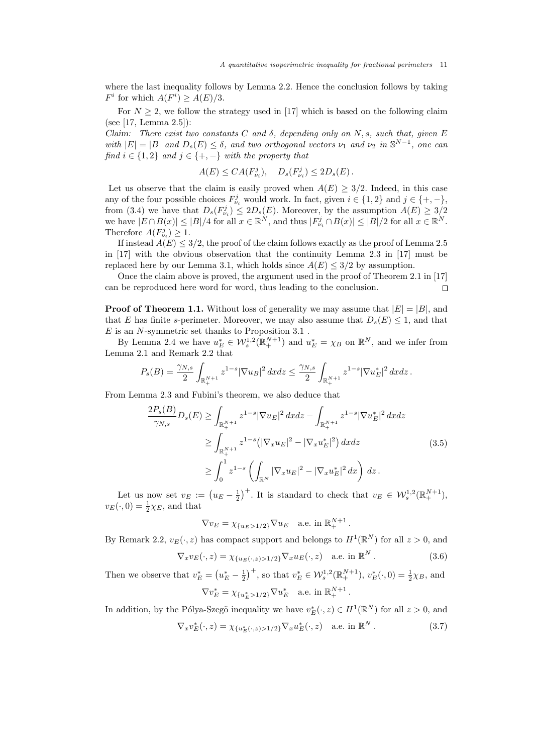where the last inequality follows by Lemma 2.2. Hence the conclusion follows by taking $F^i$ for which $A(F^i) \geq A(E)/3$.

For $N \geq 2$, we follow the strategy used in [17] which is based on the following claim (see [17, Lemma 2.5]):

*Claim: There exist two constants $C$ and $\delta$, depending only on $N, s$, such that, given $E$ with $|E| = |B|$ and $D_s(E) \leq \delta$, and two orthogonal vectors $\nu_1$ and $\nu_2$ in $\mathbb{S}^{N-1}$, one can find $i \in \{1, 2\}$ and $j \in \{+, -\}$ with the property that*

$$A(E) \leq CA(F^j_{\nu_i}), \quad D_s(F^j_{\nu_i}) \leq 2D_s(E) .$$

Let us observe that the claim is easily proved when $A(E) \geq 3/2$. Indeed, in this case any of the four possible choices $F^j_{\nu_i}$ would work. In fact, given $i \in \{1, 2\}$ and $j \in \{+, -\}$, from (3.4) we have that $D_s(F^j_{\nu_i}) \leq 2D_s(E)$. Moreover, by the assumption $A(E) \geq 3/2$ we have $|E \cap B(x)| \leq |B|/4$ for all $x \in \mathbb{R}^N$, and thus $|F^j_{\nu_i} \cap B(x)| \leq |B|/2$ for all $x \in \mathbb{R}^N$. Therefore $A(F^j_{\nu_i}) \geq 1$.

If instead $A(E) \leq 3/2$, the proof of the claim follows exactly as the proof of Lemma 2.5 in [17] with the obvious observation that the continuity Lemma 2.3 in [17] must be replaced here by our Lemma 3.1, which holds since $A(E) \leq 3/2$ by assumption.

Once the claim above is proved, the argument used in the proof of Theorem 2.1 in [17] can be reproduced here word for word, thus leading to the conclusion. $\square$

**Proof of Theorem 1.1.** Without loss of generality we may assume that $|E| = |B|$, and that $E$ has finite $s$-perimeter. Moreover, we may also assume that $D_s(E) \leq 1$, and that $E$ is an $N$-symmetric set thanks to Proposition 3.1 .

By Lemma 2.4 we have $u^*_E \in \mathcal{W}^{1,2}_s(\mathbb{R}^{N+1}_+)$ and $u^*_E = \chi_B$ on $\mathbb{R}^N$, and we infer from Lemma 2.1 and Remark 2.2 that

$$P_s(B) = \frac{\gamma_{N,s}}{2} \int_{\mathbb{R}^{N+1}_+} z^{1-s} |\nabla u_B|^2 \, dxdz \leq \frac{\gamma_{N,s}}{2} \int_{\mathbb{R}^{N+1}_+} z^{1-s} |\nabla u^*_E|^2 \, dxdz .$$

From Lemma 2.3 and Fubini's theorem, we also deduce that

$$\begin{aligned}
\frac{2P_s(B)}{\gamma_{N,s}} D_s(E) &\geq \int_{\mathbb{R}^{N+1}_+} z^{1-s} |\nabla u_E|^2 \, dxdz - \int_{\mathbb{R}^{N+1}_+} z^{1-s} |\nabla u^*_E|^2 \, dxdz \\
&\geq \int_{\mathbb{R}^{N+1}_+} z^{1-s} \big( |\nabla_x u_E|^2 - |\nabla_x u^*_E|^2 \big) \, dxdz \\
&\geq \int_0^1 z^{1-s} \left( \int_{\mathbb{R}^N} |\nabla_x u_E|^2 - |\nabla_x u^*_E|^2 \, dx \right) dz .
\end{aligned} \tag{3.5}$$

Let us now set $v_E := \left( u_E - \frac{1}{2} \right)^+$. It is standard to check that $v_E \in \mathcal{W}^{1,2}_s(\mathbb{R}^{N+1}_+)$, $v_E(\cdot, 0) = \frac{1}{2}\chi_E$, and that

$$\nabla v_E = \chi_{\{u_E > 1/2\}} \nabla u_E \quad \text{a.e. in } \mathbb{R}^{N+1}_+ .$$

By Remark 2.2, $v_E(\cdot, z)$ has compact support and belongs to $H^1(\mathbb{R}^N)$ for all $z > 0$, and

$$\nabla_x v_E(\cdot, z) = \chi_{\{u_E(\cdot, z) > 1/2\}} \nabla_x u_E(\cdot, z) \quad \text{a.e. in } \mathbb{R}^N . \tag{3.6}$$

Then we observe that $v^*_E = \left( u^*_E - \frac{1}{2} \right)^+$, so that $v^*_E \in \mathcal{W}^{1,2}_s(\mathbb{R}^{N+1}_+)$, $v^*_E(\cdot, 0) = \frac{1}{2}\chi_B$, and

$$\nabla v^*_E = \chi_{\{u^*_E > 1/2\}} \nabla u^*_E \quad \text{a.e. in } \mathbb{R}^{N+1}_+ .$$

In addition, by the Pólya-Szegö inequality we have $v^*_E(\cdot, z) \in H^1(\mathbb{R}^N)$ for all $z > 0$, and

$$\nabla_x v^*_E(\cdot, z) = \chi_{\{u^*_E(\cdot, z) > 1/2\}} \nabla_x u^*_E(\cdot, z) \quad \text{a.e. in } \mathbb{R}^N . \tag{3.7}$$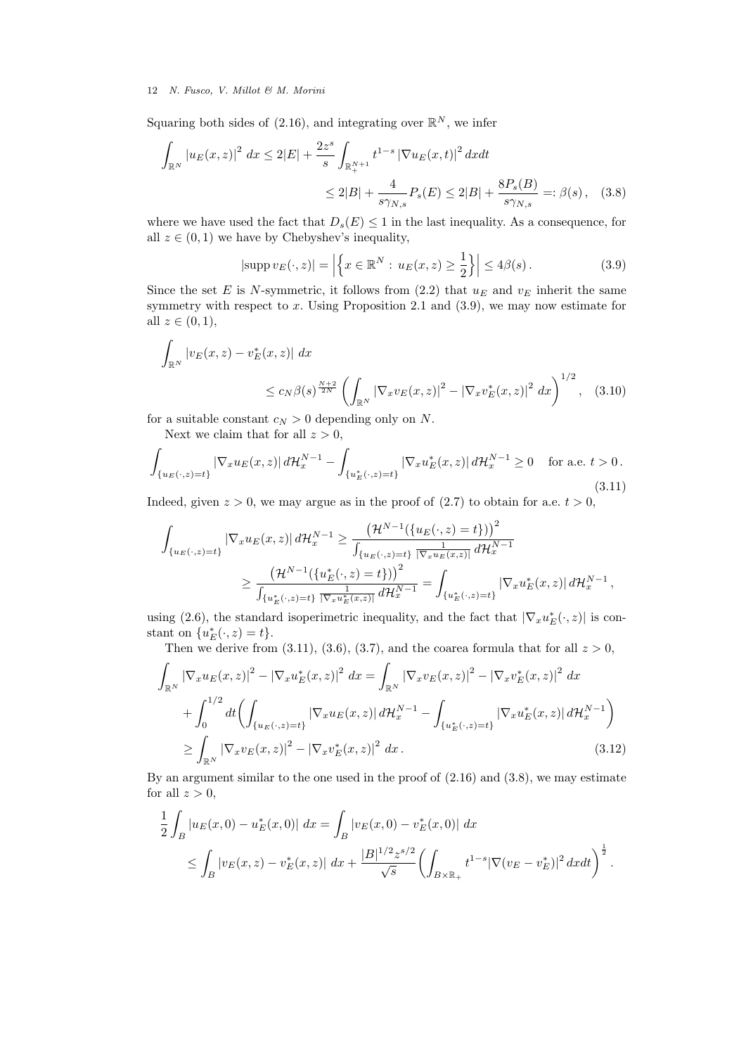Squaring both sides of (2.16), and integrating over $\mathbb{R}^N$, we infer

$$
\begin{aligned}
\int_{\mathbb{R}^N} |u_E(x,z)|^2 \, dx &\leq 2|E| + \frac{2z^s}{s} \int_{\mathbb{R}^{N+1}_+} t^{1-s} |\nabla u_E(x,t)|^2 \, dxdt \\
&\leq 2|B| + \frac{4}{s\gamma_{N,s}} P_s(E) \leq 2|B| + \frac{8P_s(B)}{s\gamma_{N,s}} =: \beta(s) \,, \quad (3.8)
\end{aligned}
$$

where we have used the fact that $D_s(E) \leq 1$ in the last inequality. As a consequence, for all $z \in (0,1)$ we have by Chebyshev's inequality,

$$
|\text{supp}\, v_E(\cdot,z)| = \left|\left\{ x \in \mathbb{R}^N : u_E(x,z) \geq \frac{1}{2} \right\}\right| \leq 4\beta(s) \,. \quad (3.9)
$$

Since the set $E$ is $N$-symmetric, it follows from (2.2) that $u_E$ and $v_E$ inherit the same symmetry with respect to $x$. Using Proposition 2.1 and (3.9), we may now estimate for all $z \in (0,1)$,

$$
\begin{aligned}
&\int_{\mathbb{R}^N} |v_E(x,z) - v_E^*(x,z)| \, dx \\
&\qquad\qquad \leq c_N \beta(s)^{\frac{N+2}{2N}} \left( \int_{\mathbb{R}^N} |\nabla_x v_E(x,z)|^2 - |\nabla_x v_E^*(x,z)|^2 \, dx \right)^{1/2} \,, \quad (3.10)
\end{aligned}
$$

for a suitable constant $c_N > 0$ depending only on $N$.

Next we claim that for all $z > 0$,

$$
\int_{\{u_E(\cdot,z)=t\}} |\nabla_x u_E(x,z)| \, d\mathcal{H}^{N-1}_x - \int_{\{u_E^*(\cdot,z)=t\}} |\nabla_x u_E^*(x,z)| \, d\mathcal{H}^{N-1}_x \geq 0 \quad \text{for a.e. } t > 0 \,. \quad (3.11)
$$

Indeed, given $z > 0$, we may argue as in the proof of (2.7) to obtain for a.e. $t > 0$,

$$
\begin{aligned}
\int_{\{u_E(\cdot,z)=t\}} |\nabla_x u_E(x,z)| \, d\mathcal{H}^{N-1}_x &\geq \frac{\big(\mathcal{H}^{N-1}(\{u_E(\cdot,z)=t\})\big)^2}{\int_{\{u_E(\cdot,z)=t\}} \frac{1}{|\nabla_x u_E(x,z)|} \, d\mathcal{H}^{N-1}_x} \\
&\geq \frac{\big(\mathcal{H}^{N-1}(\{u_E^*(\cdot,z)=t\})\big)^2}{\int_{\{u_E^*(\cdot,z)=t\}} \frac{1}{|\nabla_x u_E^*(x,z)|} \, d\mathcal{H}^{N-1}_x} = \int_{\{u_E^*(\cdot,z)=t\}} |\nabla_x u_E^*(x,z)| \, d\mathcal{H}^{N-1}_x \,,
\end{aligned}
$$

using (2.6), the standard isoperimetric inequality, and the fact that $|\nabla_x u_E^*(\cdot,z)|$ is constant on $\{u_E^*(\cdot,z)=t\}$.

Then we derive from (3.11), (3.6), (3.7), and the coarea formula that for all $z > 0$,

$$
\begin{aligned}
\int_{\mathbb{R}^N} |\nabla_x u_E(x,z)|^2 - |\nabla_x u_E^*(x,z)|^2 \, dx &= \int_{\mathbb{R}^N} |\nabla_x v_E(x,z)|^2 - |\nabla_x v_E^*(x,z)|^2 \, dx \\
&\quad + \int_0^{1/2} dt \bigg( \int_{\{u_E(\cdot,z)=t\}} |\nabla_x u_E(x,z)| \, d\mathcal{H}^{N-1}_x - \int_{\{u_E^*(\cdot,z)=t\}} |\nabla_x u_E^*(x,z)| \, d\mathcal{H}^{N-1}_x \bigg) \\
&\geq \int_{\mathbb{R}^N} |\nabla_x v_E(x,z)|^2 - |\nabla_x v_E^*(x,z)|^2 \, dx \,. \quad (3.12)
\end{aligned}
$$

By an argument similar to the one used in the proof of (2.16) and (3.8), we may estimate for all $z > 0$,

$$
\begin{aligned}
\frac{1}{2} \int_B |u_E(x,0) - u_E^*(x,0)| \, dx &= \int_B |v_E(x,0) - v_E^*(x,0)| \, dx \\
&\leq \int_B |v_E(x,z) - v_E^*(x,z)| \, dx + \frac{|B|^{1/2} z^{s/2}}{\sqrt{s}} \bigg( \int_{B \times \mathbb{R}_+} t^{1-s} |\nabla(v_E - v_E^*)|^2 \, dxdt \bigg)^{\frac{1}{2}} \,.
\end{aligned}
$$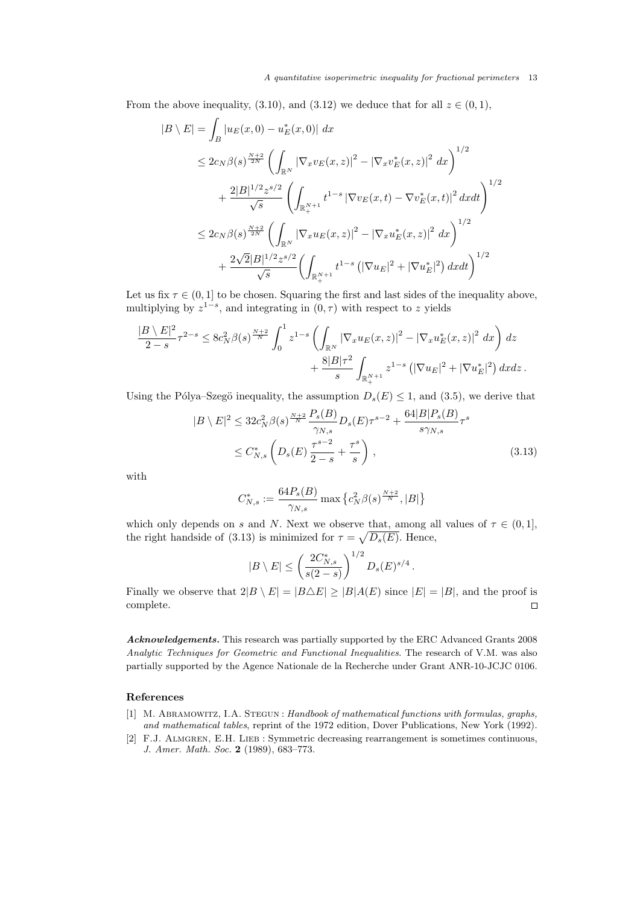From the above inequality, (3.10), and (3.12) we deduce that for all $z \in (0,1)$,

$$
\begin{aligned}
|B \setminus E| &= \int_B |u_E(x,0) - u_E^*(x,0)| \; dx \\
&\leq 2c_N \beta(s)^{\frac{N+2}{2N}} \left( \int_{\mathbb{R}^N} |\nabla_x v_E(x,z)|^2 - |\nabla_x v_E^*(x,z)|^2 \; dx \right)^{1/2} \\
&\quad + \frac{2|B|^{1/2} z^{s/2}}{\sqrt{s}} \left( \int_{\mathbb{R}^{N+1}_+} t^{1-s} |\nabla v_E(x,t) - \nabla v_E^*(x,t)|^2 \, dx dt \right)^{1/2} \\
&\leq 2c_N \beta(s)^{\frac{N+2}{2N}} \left( \int_{\mathbb{R}^N} |\nabla_x u_E(x,z)|^2 - |\nabla_x u_E^*(x,z)|^2 \; dx \right)^{1/2} \\
&\quad + \frac{2\sqrt{2}|B|^{1/2} z^{s/2}}{\sqrt{s}} \left( \int_{\mathbb{R}^{N+1}_+} t^{1-s} \left( |\nabla u_E|^2 + |\nabla u_E^*|^2 \right) dx dt \right)^{1/2}
\end{aligned}
$$

Let us fix $\tau \in (0,1]$ to be chosen. Squaring the first and last sides of the inequality above, multiplying by $z^{1-s}$, and integrating in $(0,\tau)$ with respect to $z$ yields

$$
\begin{aligned}
\frac{|B \setminus E|^2}{2-s} \tau^{2-s} \leq 8c_N^2 \beta(s)^{\frac{N+2}{N}} \int_0^1 z^{1-s} \left( \int_{\mathbb{R}^N} |\nabla_x u_E(x,z)|^2 - |\nabla_x u_E^*(x,z)|^2 \; dx \right) dz \\
+ \frac{8|B|\tau^2}{s} \int_{\mathbb{R}^{N+1}_+} z^{1-s} \left( |\nabla u_E|^2 + |\nabla u_E^*|^2 \right) dx dz \, .
\end{aligned}
$$

Using the Pólya–Szegö inequality, the assumption $D_s(E) \leq 1$, and (3.5), we derive that

$$
\begin{aligned}
|B \setminus E|^2 &\leq 32 c_N^2 \beta(s)^{\frac{N+2}{N}} \frac{P_s(B)}{\gamma_{N,s}} D_s(E) \tau^{s-2} + \frac{64|B|P_s(B)}{s\gamma_{N,s}} \tau^s \\
&\leq C^*_{N,s} \left( D_s(E) \frac{\tau^{s-2}}{2-s} + \frac{\tau^s}{s} \right), \qquad (3.13)
\end{aligned}
$$

with

$$
C^*_{N,s} := \frac{64 P_s(B)}{\gamma_{N,s}} \max \left\{ c_N^2 \beta(s)^{\frac{N+2}{N}}, |B| \right\}
$$

which only depends on $s$ and $N$. Next we observe that, among all values of $\tau \in (0,1]$, the right handside of (3.13) is minimized for $\tau = \sqrt{D_s(E)}$. Hence,

$$
|B \setminus E| \leq \left( \frac{2C^*_{N,s}}{s(2-s)} \right)^{1/2} D_s(E)^{s/4} \, .
$$

Finally we observe that $2|B \setminus E| = |B \triangle E| \geq |B| A(E)$ since $|E| = |B|$, and the proof is complete. □

***Acknowledgements.*** This research was partially supported by the ERC Advanced Grants 2008 *Analytic Techniques for Geometric and Functional Inequalities*. The research of V.M. was also partially supported by the Agence Nationale de la Recherche under Grant ANR-10-JCJC 0106.

## References

[1] M. Abramowitz, I.A. Stegun : *Handbook of mathematical functions with formulas, graphs, and mathematical tables*, reprint of the 1972 edition, Dover Publications, New York (1992).

[2] F.J. Almgren, E.H. Lieb : Symmetric decreasing rearrangement is sometimes continuous, *J. Amer. Math. Soc.* **2** (1989), 683–773.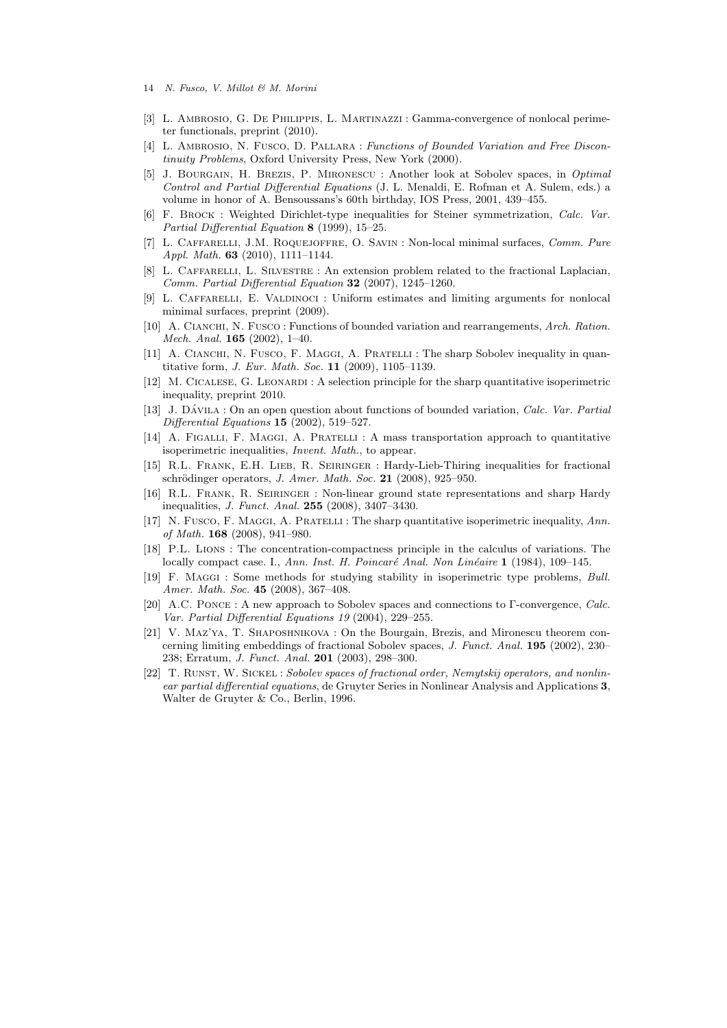[3] L. Ambrosio, G. De Philippis, L. Martinazzi : Gamma-convergence of nonlocal perimeter functionals, preprint (2010).

[4] L. Ambrosio, N. Fusco, D. Pallara : *Functions of Bounded Variation and Free Discontinuity Problems*, Oxford University Press, New York (2000).

[5] J. Bourgain, H. Brezis, P. Mironescu : Another look at Sobolev spaces, in *Optimal Control and Partial Differential Equations* (J. L. Menaldi, E. Rofman et A. Sulem, eds.) a volume in honor of A. Bensoussans's 60th birthday, IOS Press, 2001, 439–455.

[6] F. Brock : Weighted Dirichlet-type inequalities for Steiner symmetrization, *Calc. Var. Partial Differential Equation* **8** (1999), 15–25.

[7] L. Caffarelli, J.M. Roquejoffre, O. Savin : Non-local minimal surfaces, *Comm. Pure Appl. Math.* **63** (2010), 1111–1144.

[8] L. Caffarelli, L. Silvestre : An extension problem related to the fractional Laplacian, *Comm. Partial Differential Equation* **32** (2007), 1245–1260.

[9] L. Caffarelli, E. Valdinoci : Uniform estimates and limiting arguments for nonlocal minimal surfaces, preprint (2009).

[10] A. Cianchi, N. Fusco : Functions of bounded variation and rearrangements, *Arch. Ration. Mech. Anal.* **165** (2002), 1–40.

[11] A. Cianchi, N. Fusco, F. Maggi, A. Pratelli : The sharp Sobolev inequality in quantitative form, *J. Eur. Math. Soc.* **11** (2009), 1105–1139.

[12] M. Cicalese, G. Leonardi : A selection principle for the sharp quantitative isoperimetric inequality, preprint 2010.

[13] J. Dávila : On an open question about functions of bounded variation, *Calc. Var. Partial Differential Equations* **15** (2002), 519–527.

[14] A. Figalli, F. Maggi, A. Pratelli : A mass transportation approach to quantitative isoperimetric inequalities, *Invent. Math.*, to appear.

[15] R.L. Frank, E.H. Lieb, R. Seiringer : Hardy-Lieb-Thiring inequalities for fractional schrödinger operators, *J. Amer. Math. Soc.* **21** (2008), 925–950.

[16] R.L. Frank, R. Seiringer : Non-linear ground state representations and sharp Hardy inequalities, *J. Funct. Anal.* **255** (2008), 3407–3430.

[17] N. Fusco, F. Maggi, A. Pratelli : The sharp quantitative isoperimetric inequality, *Ann. of Math.* **168** (2008), 941–980.

[18] P.L. Lions : The concentration-compactness principle in the calculus of variations. The locally compact case. I., *Ann. Inst. H. Poincaré Anal. Non Linéaire* **1** (1984), 109–145.

[19] F. Maggi : Some methods for studying stability in isoperimetric type problems, *Bull. Amer. Math. Soc.* **45** (2008), 367–408.

[20] A.C. Ponce : A new approach to Sobolev spaces and connections to Γ-convergence, *Calc. Var. Partial Differential Equations 19* (2004), 229–255.

[21] V. Maz'ya, T. Shaposhnikova : On the Bourgain, Brezis, and Mironescu theorem concerning limiting embeddings of fractional Sobolev spaces, *J. Funct. Anal.* **195** (2002), 230–238; Erratum, *J. Funct. Anal.* **201** (2003), 298–300.

[22] T. Runst, W. Sickel : *Sobolev spaces of fractional order, Nemytskij operators, and nonlinear partial differential equations*, de Gruyter Series in Nonlinear Analysis and Applications **3**, Walter de Gruyter & Co., Berlin, 1996.